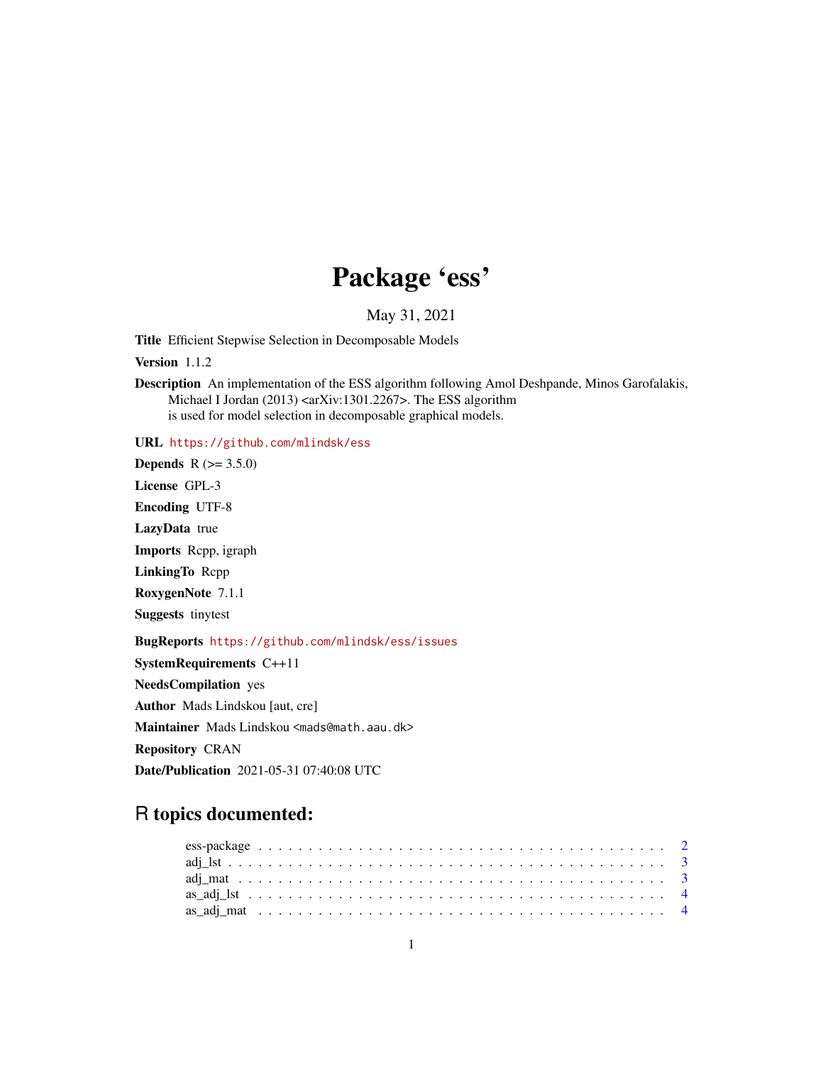# Package 'ess'

May 31, 2021

**Title** Efficient Stepwise Selection in Decomposable Models

**Version** 1.1.2

**Description** An implementation of the ESS algorithm following Amol Deshpande, Minos Garofalakis, Michael I Jordan (2013) <arXiv:1301.2267>. The ESS algorithm is used for model selection in decomposable graphical models.

**URL** https://github.com/mlindsk/ess

**Depends** R (>= 3.5.0)

**License** GPL-3

**Encoding** UTF-8

**LazyData** true

**Imports** Rcpp, igraph

**LinkingTo** Rcpp

**RoxygenNote** 7.1.1

**Suggests** tinytest

**BugReports** https://github.com/mlindsk/ess/issues

**SystemRequirements** C++11

**NeedsCompilation** yes

**Author** Mads Lindskou [aut, cre]

**Maintainer** Mads Lindskou <mads@math.aau.dk>

**Repository** CRAN

**Date/Publication** 2021-05-31 07:40:08 UTC

## R topics documented:

- ess-package . . . . . . . . . . . . . . . . . . . . . . . . . . . . . . . . . . . . . . . 2
- adj_lst . . . . . . . . . . . . . . . . . . . . . . . . . . . . . . . . . . . . . . . . . . 3
- adj_mat . . . . . . . . . . . . . . . . . . . . . . . . . . . . . . . . . . . . . . . . . . 3
- as_adj_lst . . . . . . . . . . . . . . . . . . . . . . . . . . . . . . . . . . . . . . . . 4
- as_adj_mat . . . . . . . . . . . . . . . . . . . . . . . . . . . . . . . . . . . . . . . . 4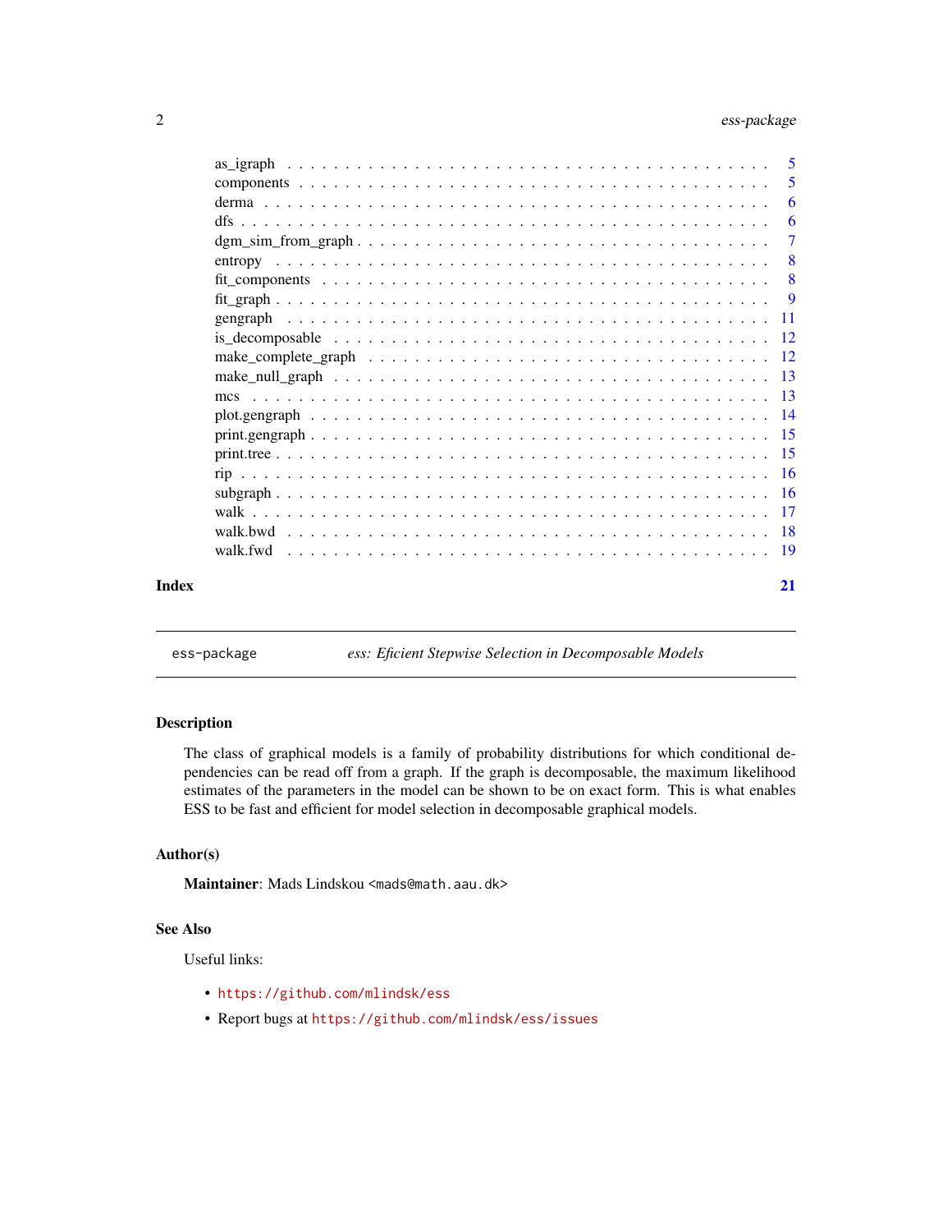as_igraph . . . . . . . . . . . . . . . . . . . . . . . . . . . . . . . . . . . . . . . 5
components . . . . . . . . . . . . . . . . . . . . . . . . . . . . . . . . . . . . . . 5
derma . . . . . . . . . . . . . . . . . . . . . . . . . . . . . . . . . . . . . . . . . 6
dfs . . . . . . . . . . . . . . . . . . . . . . . . . . . . . . . . . . . . . . . . . . . 6
dgm_sim_from_graph . . . . . . . . . . . . . . . . . . . . . . . . . . . . . . . . . . 7
entropy . . . . . . . . . . . . . . . . . . . . . . . . . . . . . . . . . . . . . . . . 8
fit_components . . . . . . . . . . . . . . . . . . . . . . . . . . . . . . . . . . . . 8
fit_graph . . . . . . . . . . . . . . . . . . . . . . . . . . . . . . . . . . . . . . . 9
gengraph . . . . . . . . . . . . . . . . . . . . . . . . . . . . . . . . . . . . . . . 11
is_decomposable . . . . . . . . . . . . . . . . . . . . . . . . . . . . . . . . . . . 12
make_complete_graph . . . . . . . . . . . . . . . . . . . . . . . . . . . . . . . . . 12
make_null_graph . . . . . . . . . . . . . . . . . . . . . . . . . . . . . . . . . . . 13
mcs . . . . . . . . . . . . . . . . . . . . . . . . . . . . . . . . . . . . . . . . . . 13
plot.gengraph . . . . . . . . . . . . . . . . . . . . . . . . . . . . . . . . . . . . 14
print.gengraph . . . . . . . . . . . . . . . . . . . . . . . . . . . . . . . . . . . . 15
print.tree . . . . . . . . . . . . . . . . . . . . . . . . . . . . . . . . . . . . . . 15
rip . . . . . . . . . . . . . . . . . . . . . . . . . . . . . . . . . . . . . . . . . . 16
subgraph . . . . . . . . . . . . . . . . . . . . . . . . . . . . . . . . . . . . . . . 16
walk . . . . . . . . . . . . . . . . . . . . . . . . . . . . . . . . . . . . . . . . . 17
walk.bwd . . . . . . . . . . . . . . . . . . . . . . . . . . . . . . . . . . . . . . . 18
walk.fwd . . . . . . . . . . . . . . . . . . . . . . . . . . . . . . . . . . . . . . . 19

**Index** **21**

---

`ess-package` *ess: Eficient Stepwise Selection in Decomposable Models*

---

### Description

The class of graphical models is a family of probability distributions for which conditional dependencies can be read off from a graph. If the graph is decomposable, the maximum likelihood estimates of the parameters in the model can be shown to be on exact form. This is what enables ESS to be fast and efficient for model selection in decomposable graphical models.

### Author(s)

**Maintainer**: Mads Lindskou <mads@math.aau.dk>

### See Also

Useful links:

- https://github.com/mlindsk/ess
- Report bugs at https://github.com/mlindsk/ess/issues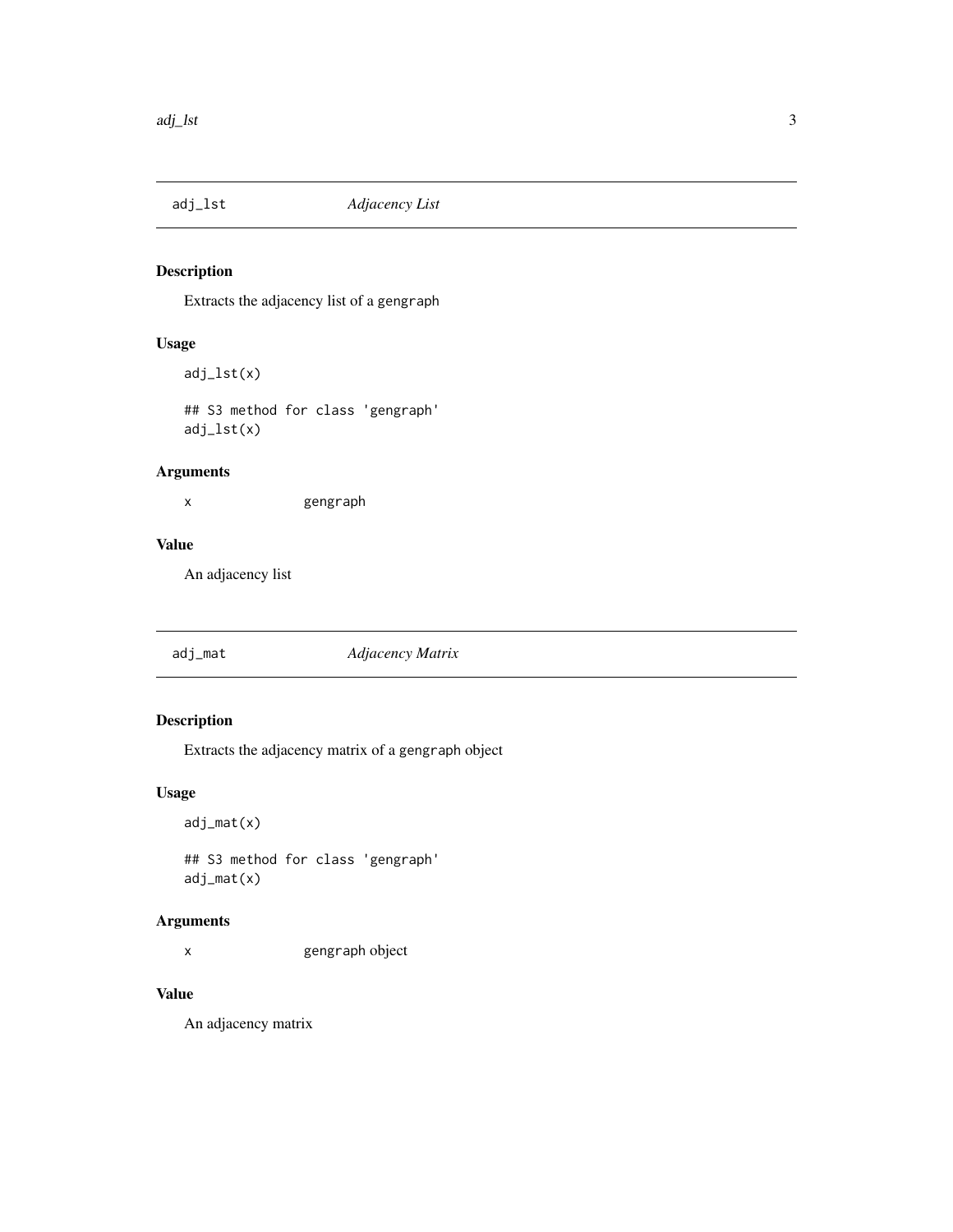## adj_lst *Adjacency List*

### Description

Extracts the adjacency list of a `gengraph`

### Usage

```
adj_lst(x)

## S3 method for class 'gengraph'
adj_lst(x)
```

### Arguments

| | |
|---|---|
| `x` | `gengraph` |

### Value

An adjacency list

## adj_mat *Adjacency Matrix*

### Description

Extracts the adjacency matrix of a `gengraph` object

### Usage

```
adj_mat(x)

## S3 method for class 'gengraph'
adj_mat(x)
```

### Arguments

| | |
|---|---|
| `x` | `gengraph` object |

### Value

An adjacency matrix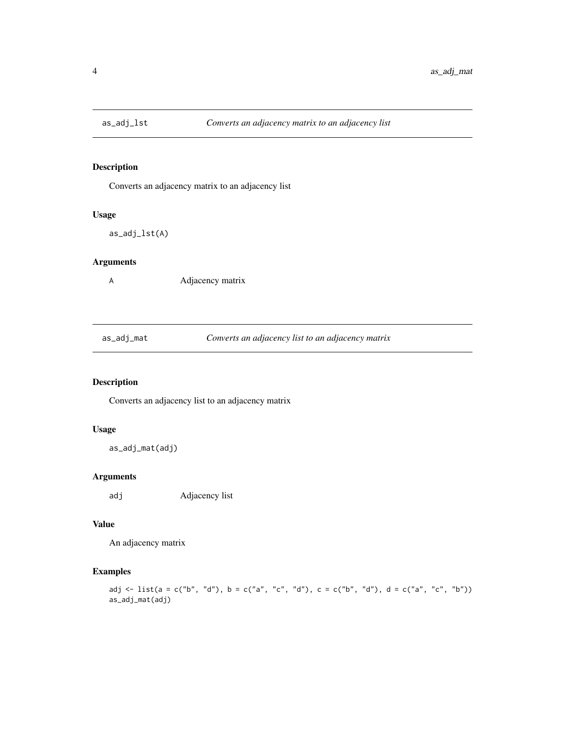## as_adj_lst — *Converts an adjacency matrix to an adjacency list*

### Description

Converts an adjacency matrix to an adjacency list

### Usage

```
as_adj_lst(A)
```

### Arguments

| | |
|---|---|
| A | Adjacency matrix |

## as_adj_mat — *Converts an adjacency list to an adjacency matrix*

### Description

Converts an adjacency list to an adjacency matrix

### Usage

```
as_adj_mat(adj)
```

### Arguments

| | |
|---|---|
| adj | Adjacency list |

### Value

An adjacency matrix

### Examples

```
adj <- list(a = c("b", "d"), b = c("a", "c", "d"), c = c("b", "d"), d = c("a", "c", "b"))
as_adj_mat(adj)
```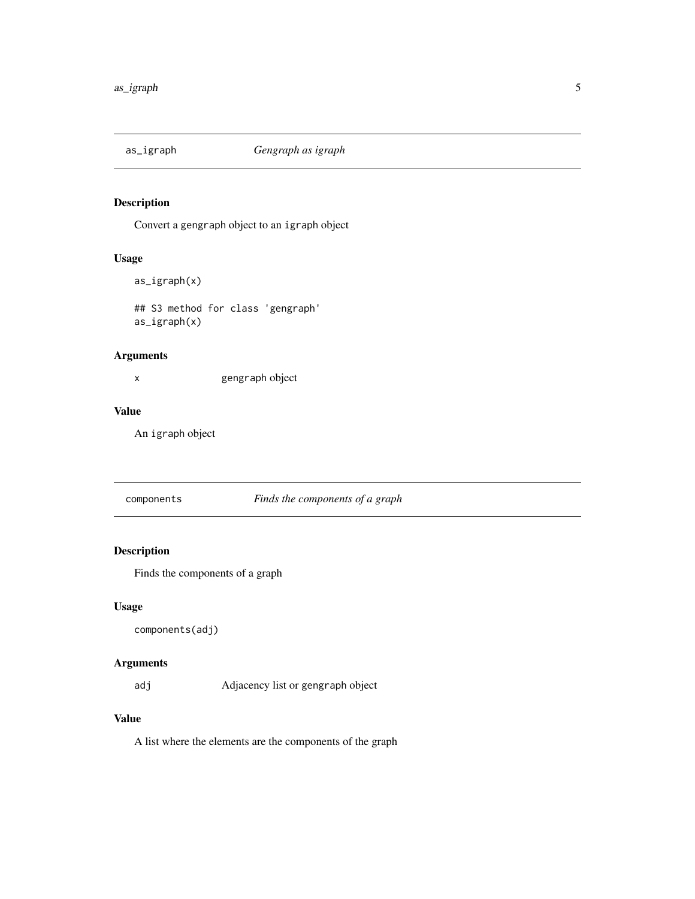## as_igraph — *Gengraph as igraph*

### Description

Convert a `gengraph` object to an `igraph` object

### Usage

```
as_igraph(x)

## S3 method for class 'gengraph'
as_igraph(x)
```

### Arguments

| | |
|---|---|
| `x` | `gengraph` object |

### Value

An `igraph` object

## components — *Finds the components of a graph*

### Description

Finds the components of a graph

### Usage

```
components(adj)
```

### Arguments

| | |
|---|---|
| `adj` | Adjacency list or `gengraph` object |

### Value

A list where the elements are the components of the graph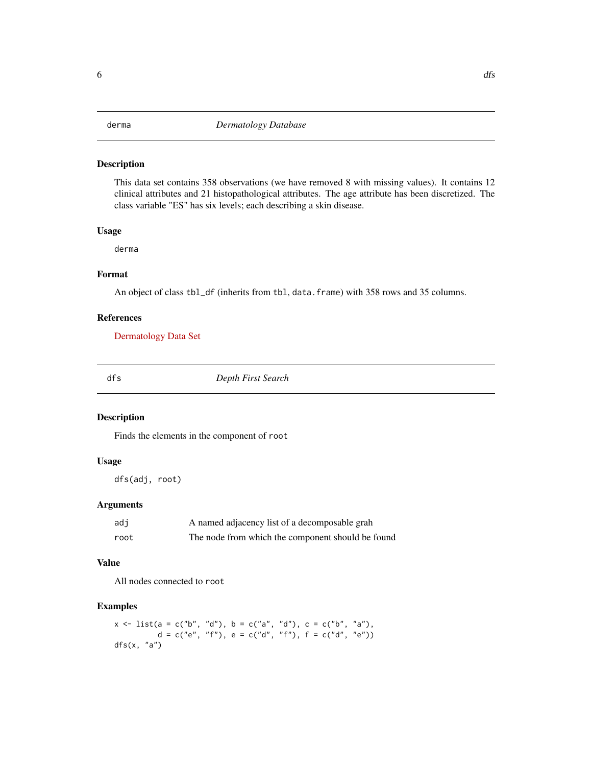## derma — *Dermatology Database*

### Description

This data set contains 358 observations (we have removed 8 with missing values). It contains 12 clinical attributes and 21 histopathological attributes. The age attribute has been discretized. The class variable "ES" has six levels; each describing a skin disease.

### Usage

```
derma
```

### Format

An object of class `tbl_df` (inherits from `tbl`, `data.frame`) with 358 rows and 35 columns.

### References

Dermatology Data Set

## dfs — *Depth First Search*

### Description

Finds the elements in the component of `root`

### Usage

```
dfs(adj, root)
```

### Arguments

| | |
|---|---|
| `adj` | A named adjacency list of a decomposable grah |
| `root` | The node from which the component should be found |

### Value

All nodes connected to `root`

### Examples

```
x <- list(a = c("b", "d"), b = c("a", "d"), c = c("b", "a"),
          d = c("e", "f"), e = c("d", "f"), f = c("d", "e"))
dfs(x, "a")
```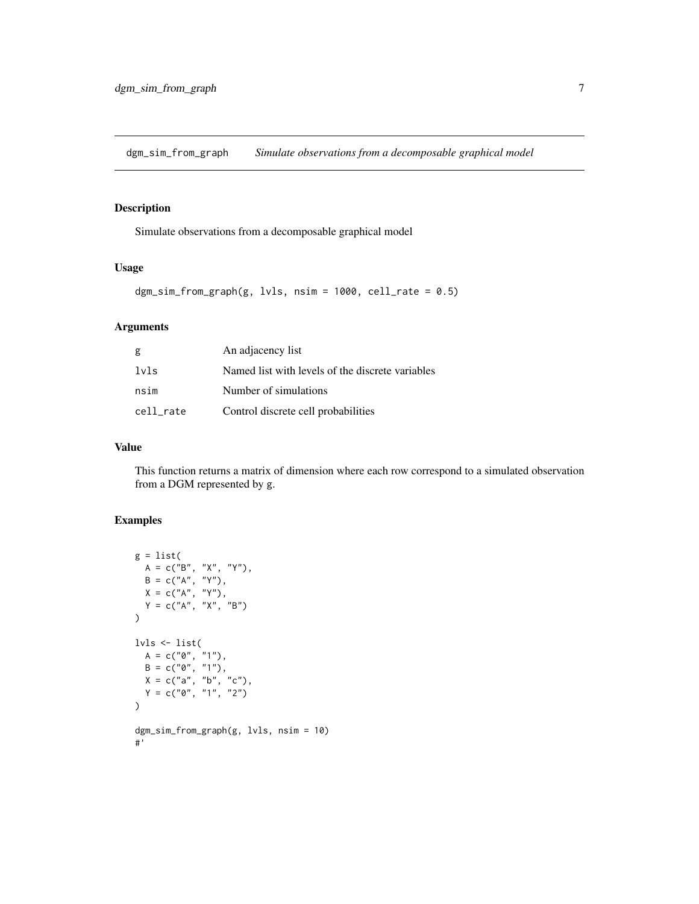## dgm_sim_from_graph *Simulate observations from a decomposable graphical model*

### Description

Simulate observations from a decomposable graphical model

### Usage

```
dgm_sim_from_graph(g, lvls, nsim = 1000, cell_rate = 0.5)
```

### Arguments

| | |
|---|---|
| `g` | An adjacency list |
| `lvls` | Named list with levels of the discrete variables |
| `nsim` | Number of simulations |
| `cell_rate` | Control discrete cell probabilities |

### Value

This function returns a matrix of dimension where each row correspond to a simulated observation from a DGM represented by g.

### Examples

```
g = list(
  A = c("B", "X", "Y"),
  B = c("A", "Y"),
  X = c("A", "Y"),
  Y = c("A", "X", "B")
)

lvls <- list(
  A = c("0", "1"),
  B = c("0", "1"),
  X = c("a", "b", "c"),
  Y = c("0", "1", "2")
)

dgm_sim_from_graph(g, lvls, nsim = 10)
#'
```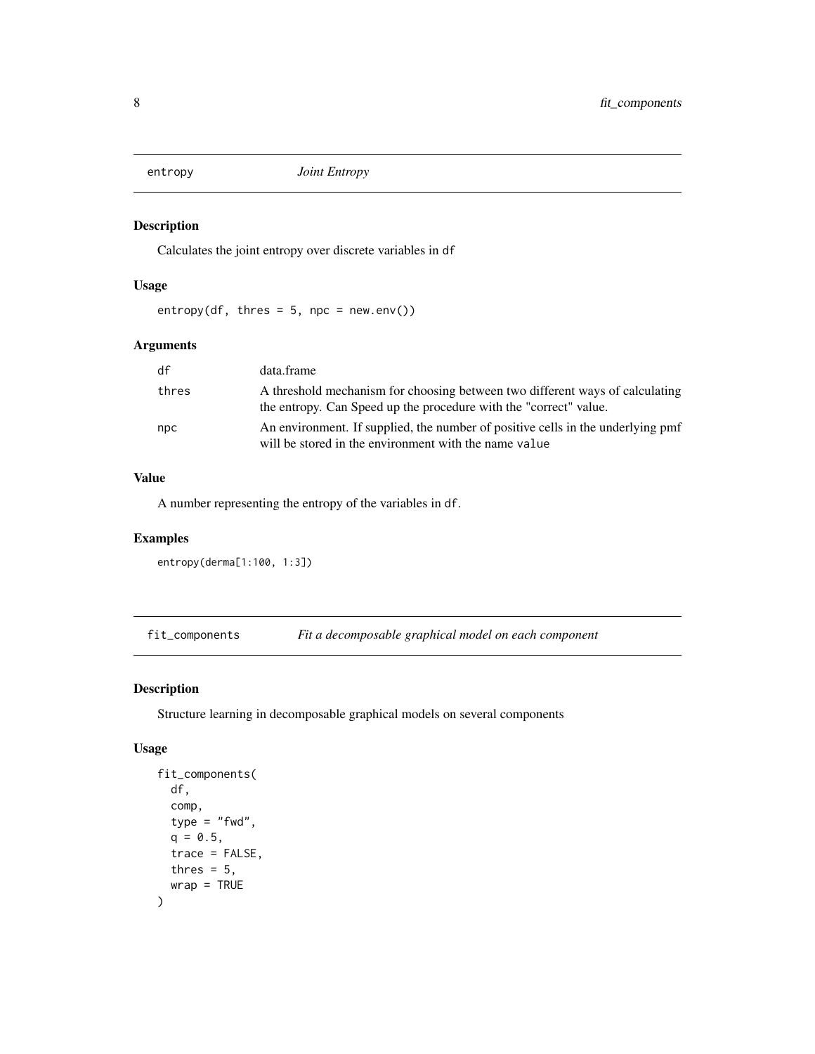## entropy *Joint Entropy*

### Description

Calculates the joint entropy over discrete variables in `df`

### Usage

```
entropy(df, thres = 5, npc = new.env())
```

### Arguments

| | |
|---|---|
| `df` | data.frame |
| `thres` | A threshold mechanism for choosing between two different ways of calculating the entropy. Can Speed up the procedure with the "correct" value. |
| `npc` | An environment. If supplied, the number of positive cells in the underlying pmf will be stored in the environment with the name `value` |

### Value

A number representing the entropy of the variables in `df`.

### Examples

```
entropy(derma[1:100, 1:3])
```

## fit_components *Fit a decomposable graphical model on each component*

### Description

Structure learning in decomposable graphical models on several components

### Usage

```
fit_components(
  df,
  comp,
  type = "fwd",
  q = 0.5,
  trace = FALSE,
  thres = 5,
  wrap = TRUE
)
```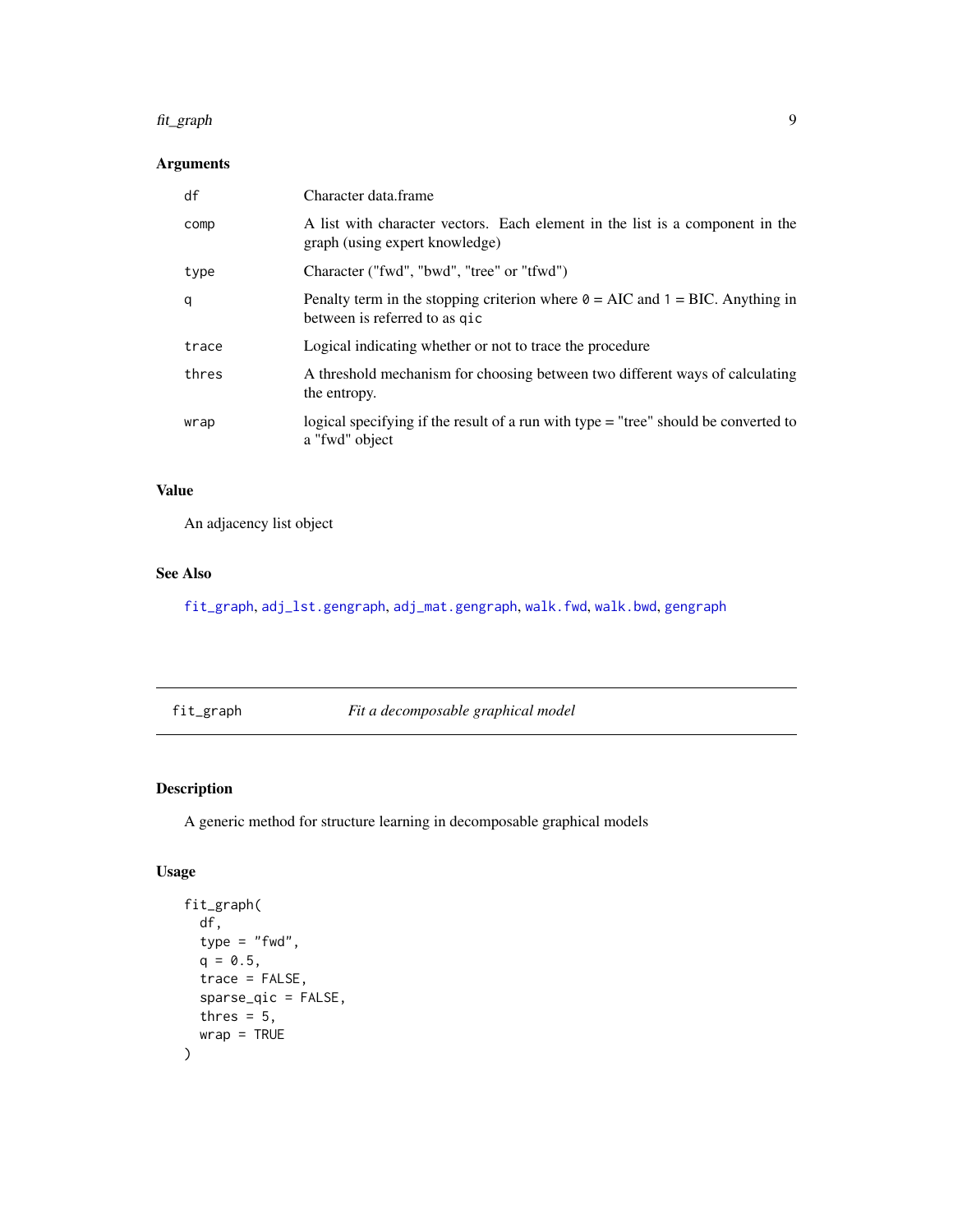### Arguments

| | |
|---|---|
| `df` | Character data.frame |
| `comp` | A list with character vectors. Each element in the list is a component in the graph (using expert knowledge) |
| `type` | Character ("fwd", "bwd", "tree" or "tfwd") |
| `q` | Penalty term in the stopping criterion where `0` = AIC and `1` = BIC. Anything in between is referred to as `qic` |
| `trace` | Logical indicating whether or not to trace the procedure |
| `thres` | A threshold mechanism for choosing between two different ways of calculating the entropy. |
| `wrap` | logical specifying if the result of a run with type = "tree" should be converted to a "fwd" object |

### Value

An adjacency list object

### See Also

`fit_graph`, `adj_lst.gengraph`, `adj_mat.gengraph`, `walk.fwd`, `walk.bwd`, `gengraph`

---

## fit_graph — *Fit a decomposable graphical model*

### Description

A generic method for structure learning in decomposable graphical models

### Usage

```
fit_graph(
  df,
  type = "fwd",
  q = 0.5,
  trace = FALSE,
  sparse_qic = FALSE,
  thres = 5,
  wrap = TRUE
)
```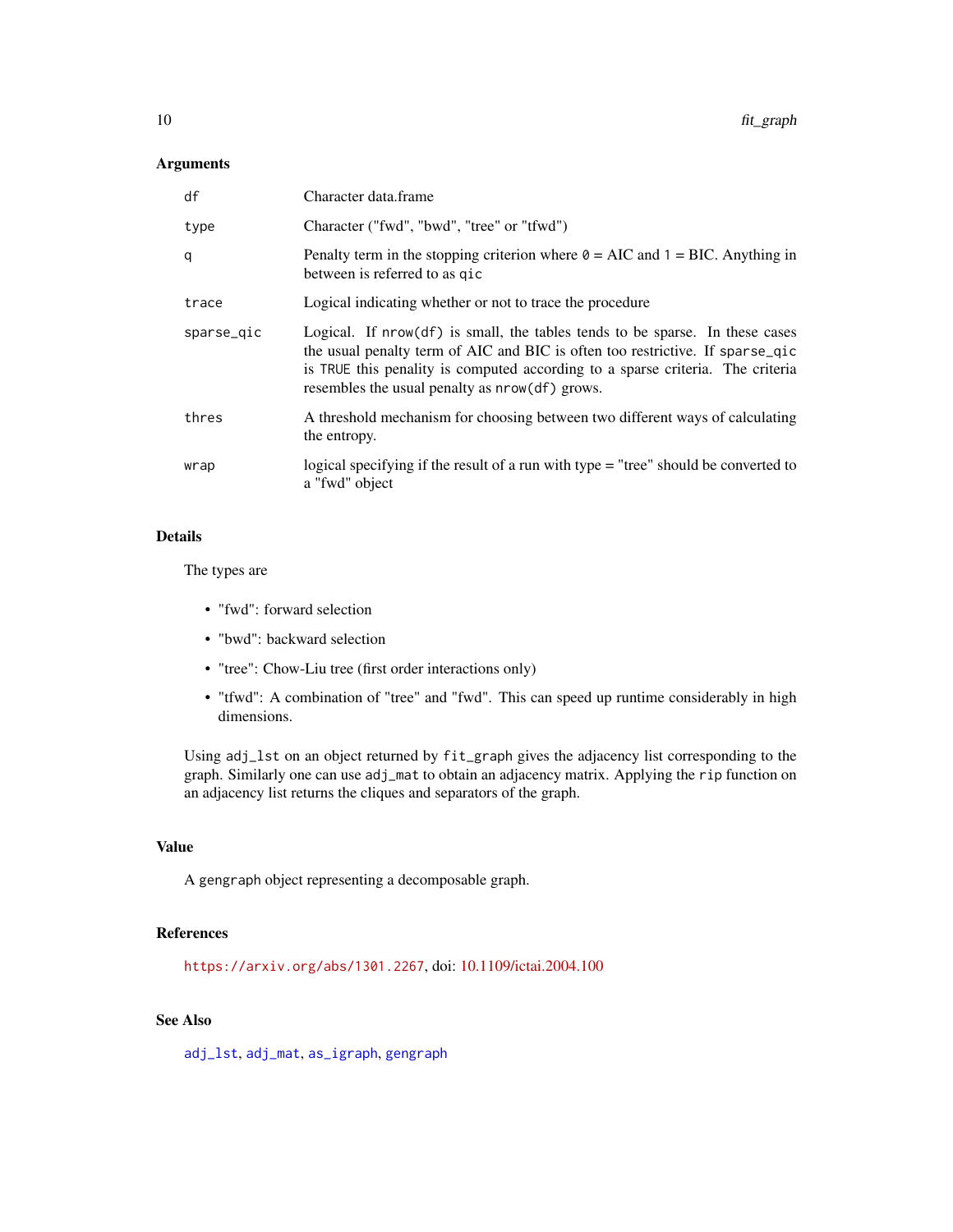### Arguments

| | |
|---|---|
| `df` | Character data.frame |
| `type` | Character ("fwd", "bwd", "tree" or "tfwd") |
| `q` | Penalty term in the stopping criterion where `0` = AIC and `1` = BIC. Anything in between is referred to as `qic` |
| `trace` | Logical indicating whether or not to trace the procedure |
| `sparse_qic` | Logical. If `nrow(df)` is small, the tables tends to be sparse. In these cases the usual penalty term of AIC and BIC is often too restrictive. If `sparse_qic` is `TRUE` this penality is computed according to a sparse criteria. The criteria resembles the usual penalty as `nrow(df)` grows. |
| `thres` | A threshold mechanism for choosing between two different ways of calculating the entropy. |
| `wrap` | logical specifying if the result of a run with type = "tree" should be converted to a "fwd" object |

### Details

The types are

- "fwd": forward selection
- "bwd": backward selection
- "tree": Chow-Liu tree (first order interactions only)
- "tfwd": A combination of "tree" and "fwd". This can speed up runtime considerably in high dimensions.

Using `adj_lst` on an object returned by `fit_graph` gives the adjacency list corresponding to the graph. Similarly one can use `adj_mat` to obtain an adjacency matrix. Applying the `rip` function on an adjacency list returns the cliques and separators of the graph.

### Value

A `gengraph` object representing a decomposable graph.

### References

`https://arxiv.org/abs/1301.2267`, doi: 10.1109/ictai.2004.100

### See Also

`adj_lst`, `adj_mat`, `as_igraph`, `gengraph`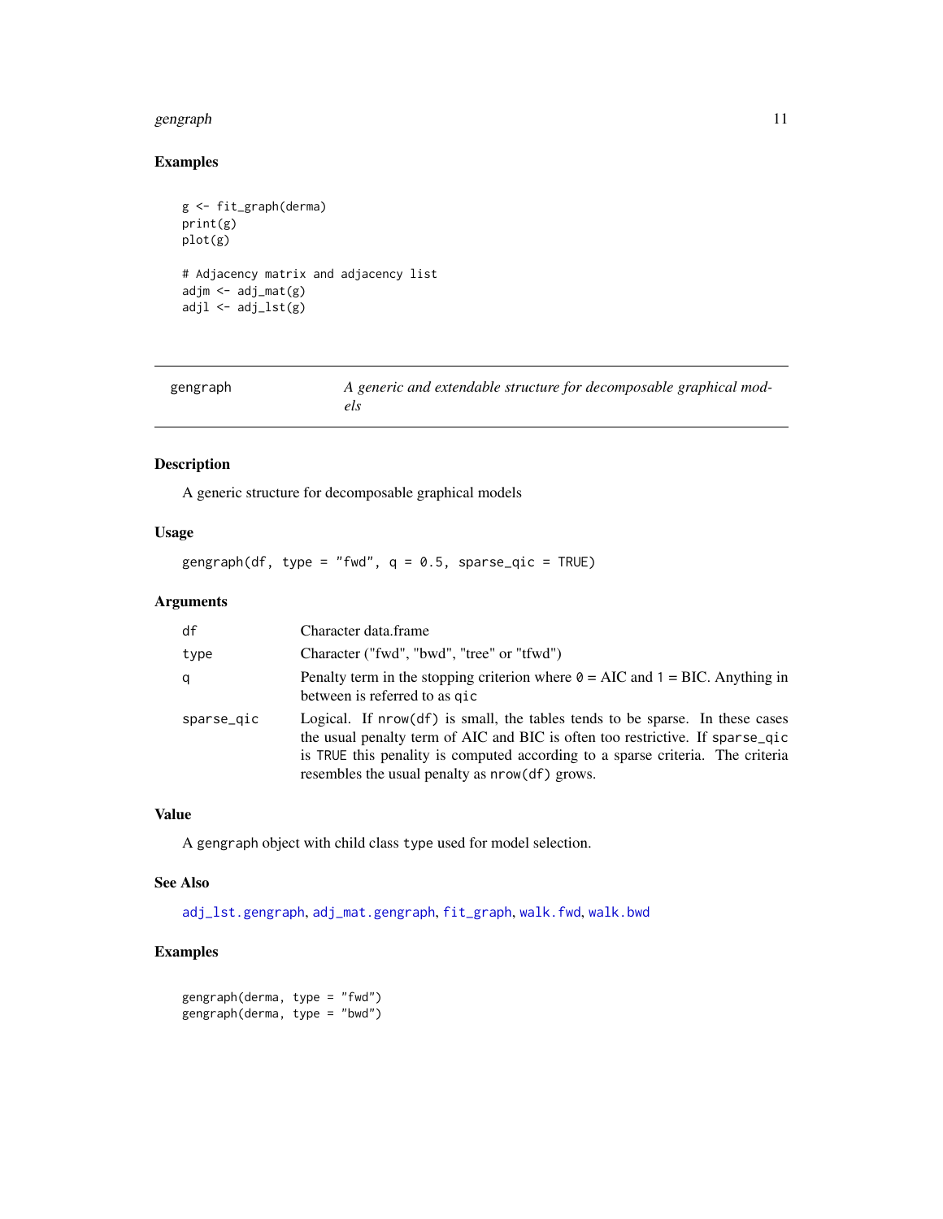## Examples

```
g <- fit_graph(derma)
print(g)
plot(g)

# Adjacency matrix and adjacency list
adjm <- adj_mat(g)
adjl <- adj_lst(g)
```

---

# gengraph — *A generic and extendable structure for decomposable graphical models*

---

## Description

A generic structure for decomposable graphical models

## Usage

```
gengraph(df, type = "fwd", q = 0.5, sparse_qic = TRUE)
```

## Arguments

| | |
|---|---|
| `df` | Character data.frame |
| `type` | Character ("fwd", "bwd", "tree" or "tfwd") |
| `q` | Penalty term in the stopping criterion where `0` = AIC and `1` = BIC. Anything in between is referred to as `qic` |
| `sparse_qic` | Logical. If `nrow(df)` is small, the tables tends to be sparse. In these cases the usual penalty term of AIC and BIC is often too restrictive. If `sparse_qic` is `TRUE` this penality is computed according to a sparse criteria. The criteria resembles the usual penalty as `nrow(df)` grows. |

## Value

A `gengraph` object with child class `type` used for model selection.

## See Also

`adj_lst.gengraph`, `adj_mat.gengraph`, `fit_graph`, `walk.fwd`, `walk.bwd`

## Examples

```
gengraph(derma, type = "fwd")
gengraph(derma, type = "bwd")
```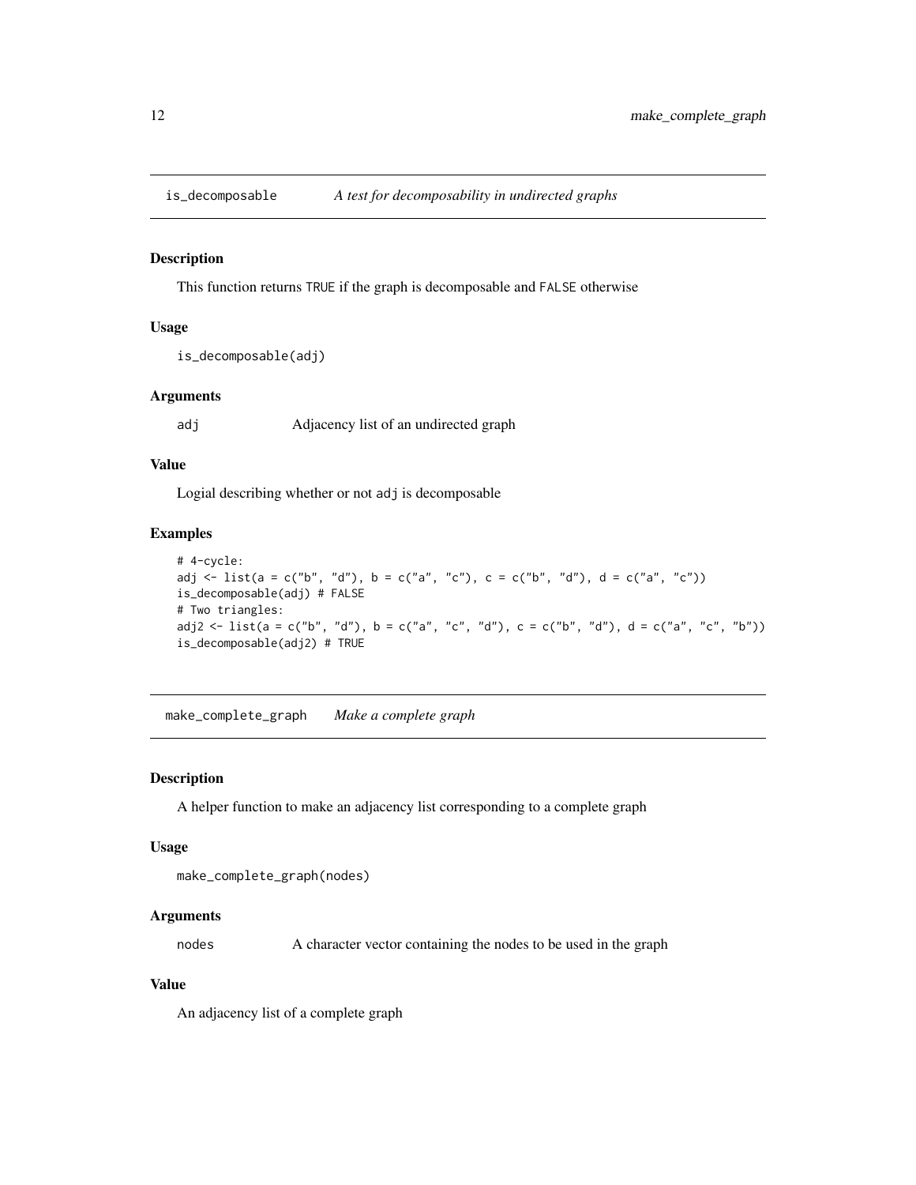## is_decomposable — *A test for decomposability in undirected graphs*

### Description

This function returns TRUE if the graph is decomposable and FALSE otherwise

### Usage

```
is_decomposable(adj)
```

### Arguments

| | |
|---|---|
| adj | Adjacency list of an undirected graph |

### Value

Logial describing whether or not adj is decomposable

### Examples

```
# 4-cycle:
adj <- list(a = c("b", "d"), b = c("a", "c"), c = c("b", "d"), d = c("a", "c"))
is_decomposable(adj) # FALSE
# Two triangles:
adj2 <- list(a = c("b", "d"), b = c("a", "c", "d"), c = c("b", "d"), d = c("a", "c", "b"))
is_decomposable(adj2) # TRUE
```

## make_complete_graph — *Make a complete graph*

### Description

A helper function to make an adjacency list corresponding to a complete graph

### Usage

```
make_complete_graph(nodes)
```

### Arguments

| | |
|---|---|
| nodes | A character vector containing the nodes to be used in the graph |

### Value

An adjacency list of a complete graph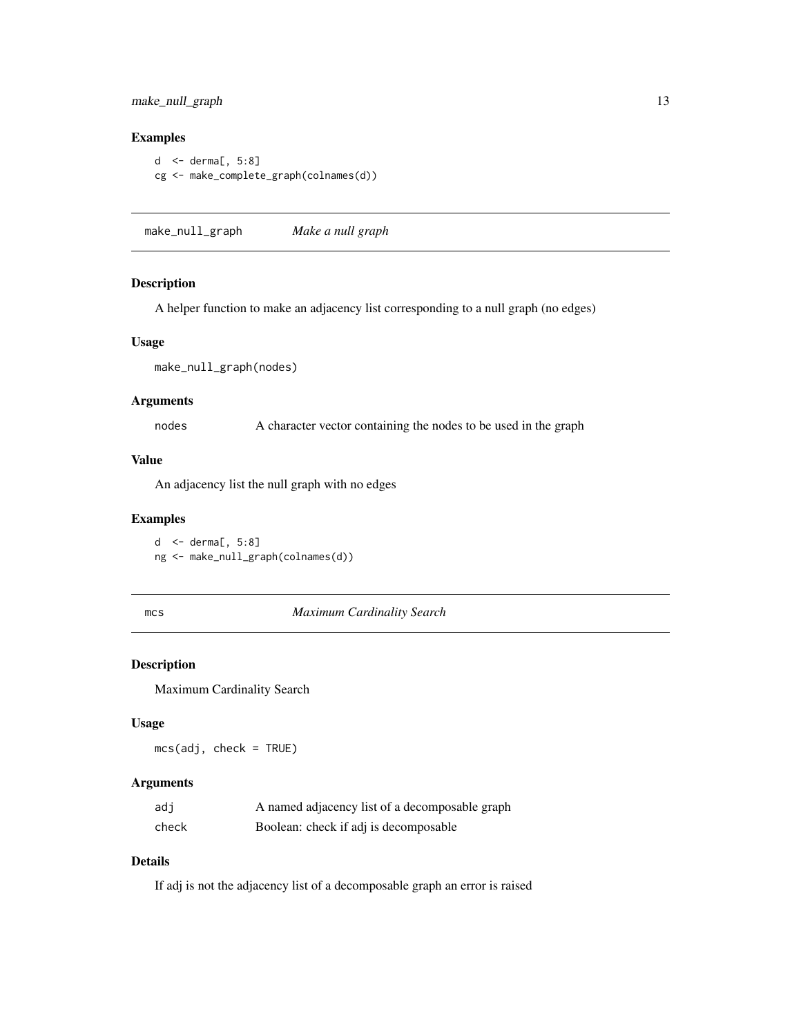### Examples

```
d  <- derma[, 5:8]
cg <- make_complete_graph(colnames(d))
```

---

## make_null_graph *Make a null graph*

### Description

A helper function to make an adjacency list corresponding to a null graph (no edges)

### Usage

```
make_null_graph(nodes)
```

### Arguments

| | |
|---|---|
| nodes | A character vector containing the nodes to be used in the graph |

### Value

An adjacency list the null graph with no edges

### Examples

```
d  <- derma[, 5:8]
ng <- make_null_graph(colnames(d))
```

---

## mcs *Maximum Cardinality Search*

### Description

Maximum Cardinality Search

### Usage

```
mcs(adj, check = TRUE)
```

### Arguments

| | |
|---|---|
| adj | A named adjacency list of a decomposable graph |
| check | Boolean: check if adj is decomposable |

### Details

If adj is not the adjacency list of a decomposable graph an error is raised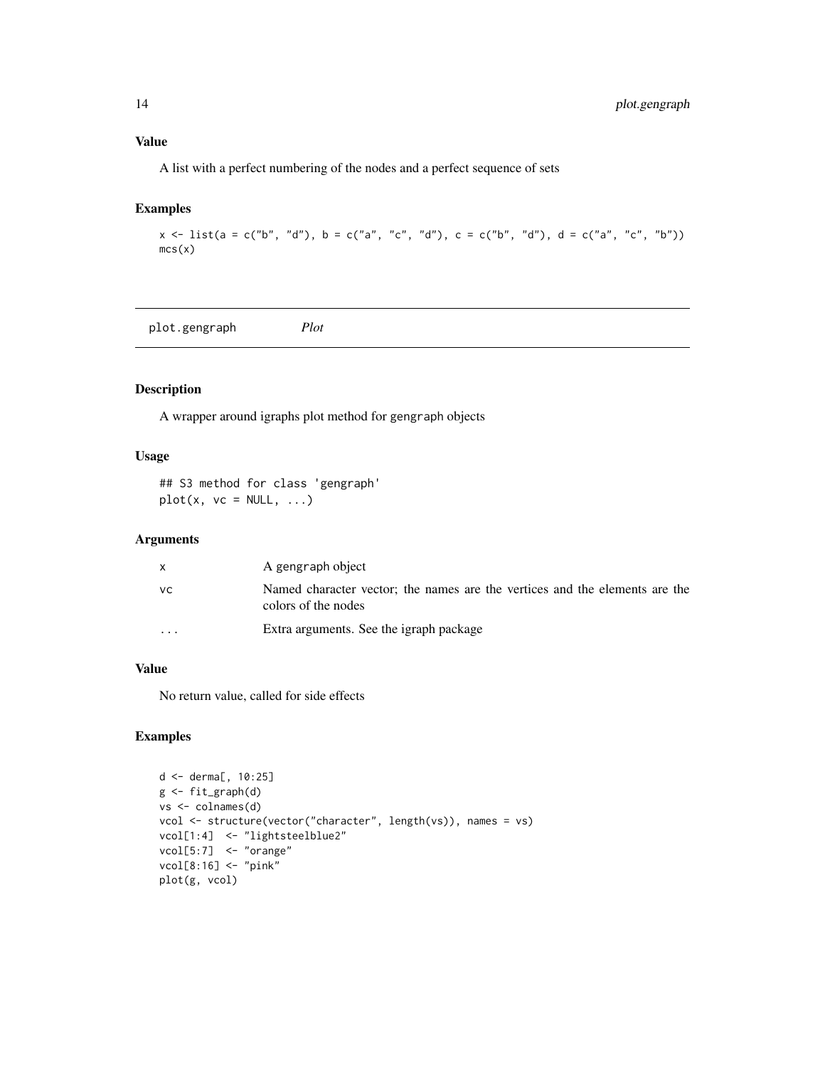### Value

A list with a perfect numbering of the nodes and a perfect sequence of sets

### Examples

```
x <- list(a = c("b", "d"), b = c("a", "c", "d"), c = c("b", "d"), d = c("a", "c", "b"))
mcs(x)
```

---

## plot.gengraph *Plot*

### Description

A wrapper around igraphs plot method for gengraph objects

### Usage

```
## S3 method for class 'gengraph'
plot(x, vc = NULL, ...)
```

### Arguments

| | |
|---|---|
| x | A gengraph object |
| vc | Named character vector; the names are the vertices and the elements are the colors of the nodes |
| ... | Extra arguments. See the igraph package |

### Value

No return value, called for side effects

### Examples

```
d <- derma[, 10:25]
g <- fit_graph(d)
vs <- colnames(d)
vcol <- structure(vector("character", length(vs)), names = vs)
vcol[1:4]  <- "lightsteelblue2"
vcol[5:7]  <- "orange"
vcol[8:16] <- "pink"
plot(g, vcol)
```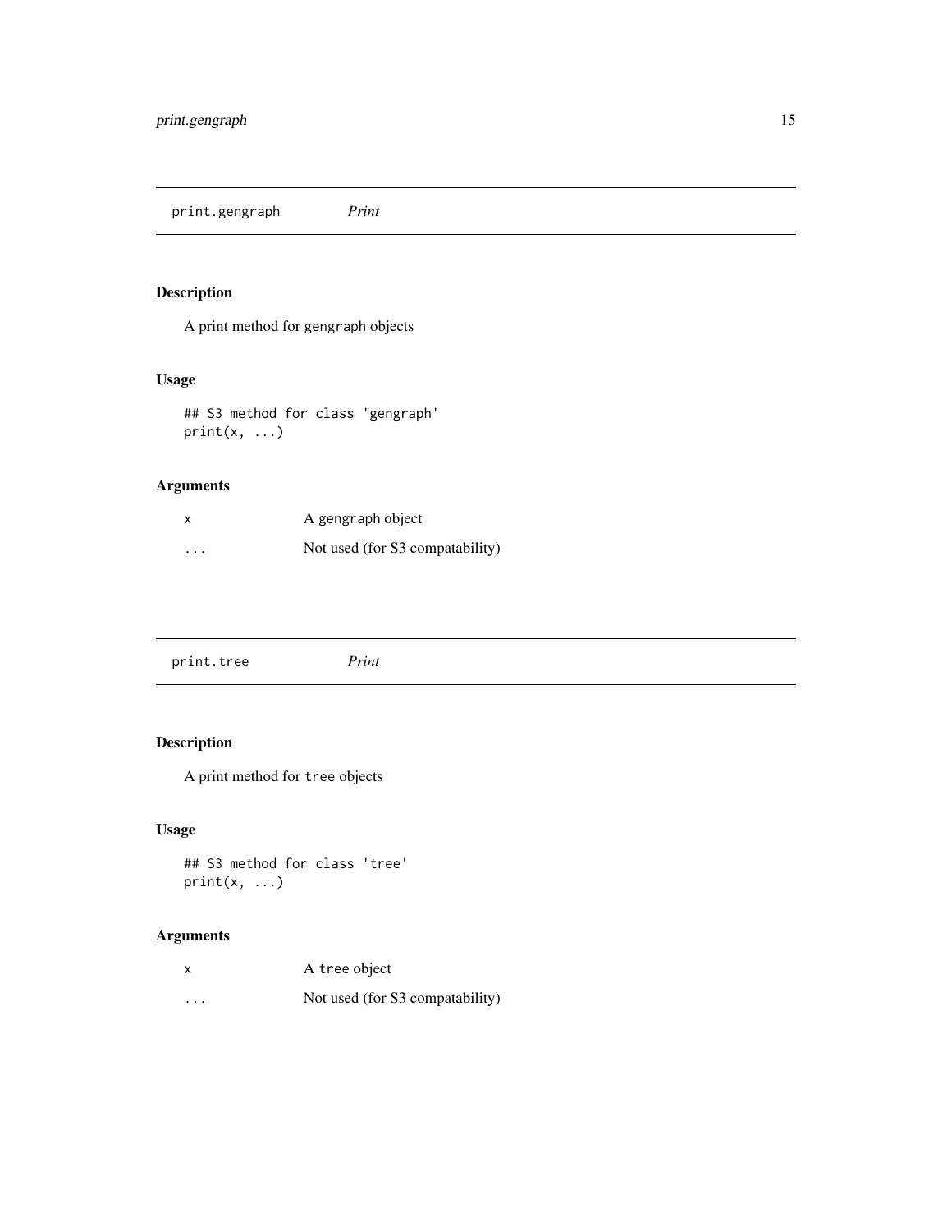## print.gengraph *Print*

### Description

A print method for `gengraph` objects

### Usage

```
## S3 method for class 'gengraph'
print(x, ...)
```

### Arguments

| | |
|---|---|
| x | A `gengraph` object |
| ... | Not used (for S3 compatability) |

## print.tree *Print*

### Description

A print method for `tree` objects

### Usage

```
## S3 method for class 'tree'
print(x, ...)
```

### Arguments

| | |
|---|---|
| x | A `tree` object |
| ... | Not used (for S3 compatability) |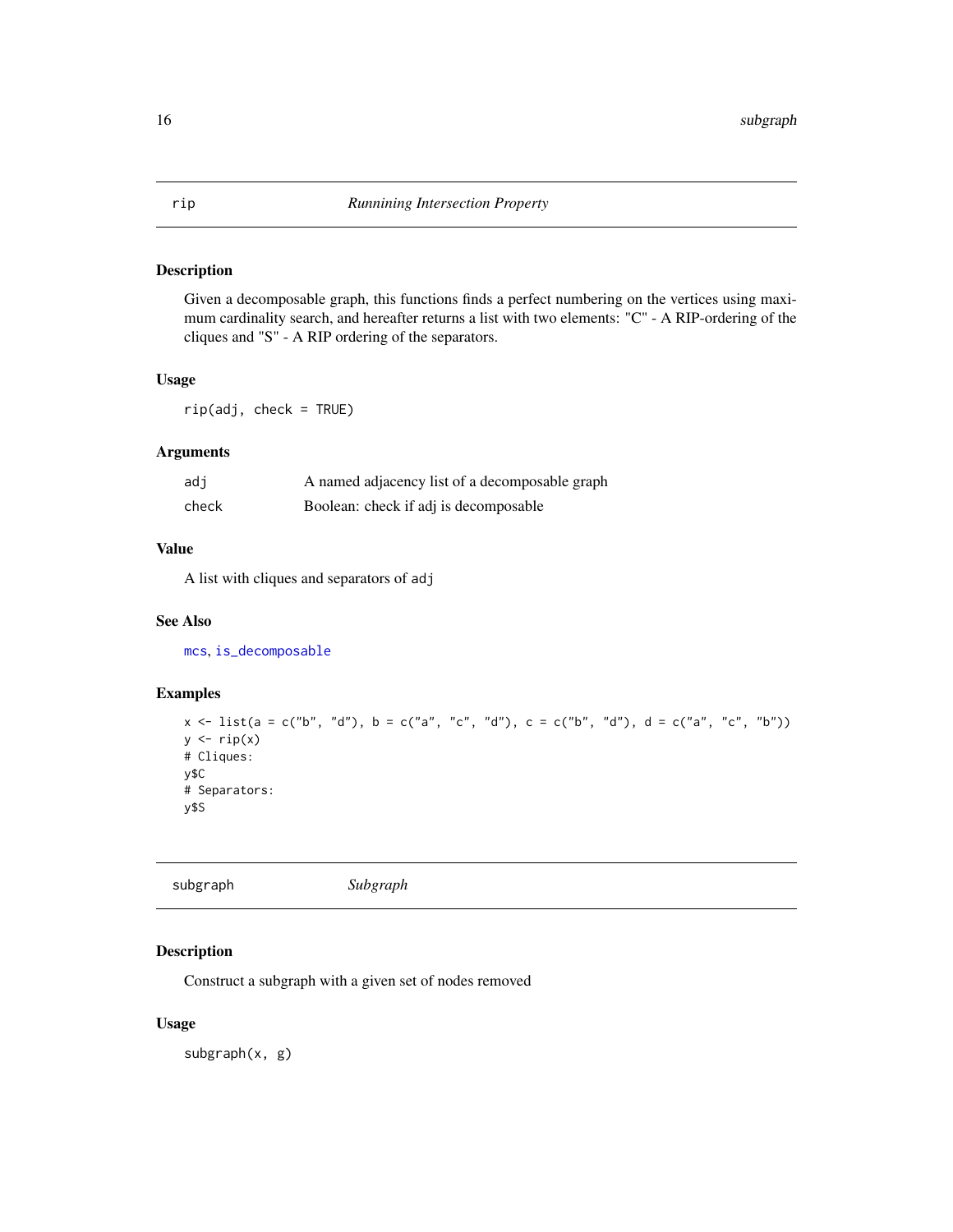## rip *Running Intersection Property*

### Description

Given a decomposable graph, this functions finds a perfect numbering on the vertices using maximum cardinality search, and hereafter returns a list with two elements: "C" - A RIP-ordering of the cliques and "S" - A RIP ordering of the separators.

### Usage

```
rip(adj, check = TRUE)
```

### Arguments

| | |
|---|---|
| `adj` | A named adjacency list of a decomposable graph |
| `check` | Boolean: check if adj is decomposable |

### Value

A list with cliques and separators of `adj`

### See Also

`mcs`, `is_decomposable`

### Examples

```
x <- list(a = c("b", "d"), b = c("a", "c", "d"), c = c("b", "d"), d = c("a", "c", "b"))
y <- rip(x)
# Cliques:
y$C
# Separators:
y$S
```

## subgraph *Subgraph*

### Description

Construct a subgraph with a given set of nodes removed

### Usage

```
subgraph(x, g)
```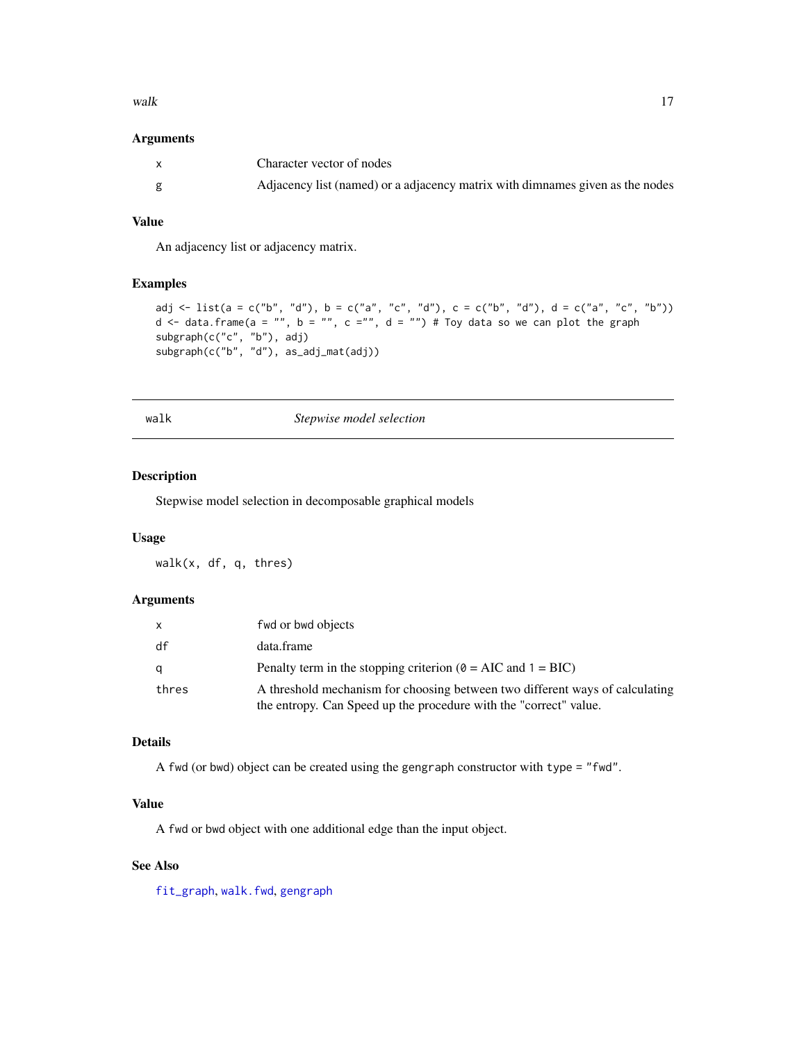### Arguments

| | |
|---|---|
| x | Character vector of nodes |
| g | Adjacency list (named) or a adjacency matrix with dimnames given as the nodes |

### Value

An adjacency list or adjacency matrix.

### Examples

```
adj <- list(a = c("b", "d"), b = c("a", "c", "d"), c = c("b", "d"), d = c("a", "c", "b"))
d <- data.frame(a = "", b = "", c ="", d = "") # Toy data so we can plot the graph
subgraph(c("c", "b"), adj)
subgraph(c("b", "d"), as_adj_mat(adj))
```

---

## walk — *Stepwise model selection*

---

### Description

Stepwise model selection in decomposable graphical models

### Usage

```
walk(x, df, q, thres)
```

### Arguments

| | |
|---|---|
| x | fwd or bwd objects |
| df | data.frame |
| q | Penalty term in the stopping criterion (0 = AIC and 1 = BIC) |
| thres | A threshold mechanism for choosing between two different ways of calculating the entropy. Can Speed up the procedure with the "correct" value. |

### Details

A fwd (or bwd) object can be created using the gengraph constructor with type = "fwd".

### Value

A fwd or bwd object with one additional edge than the input object.

### See Also

fit_graph, walk.fwd, gengraph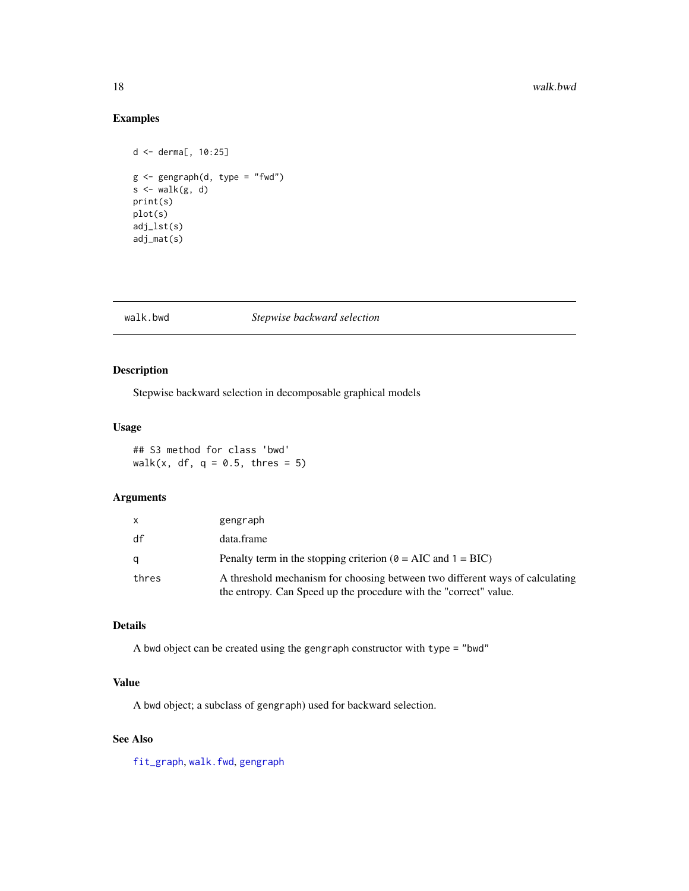## Examples

```
d <- derma[, 10:25]

g <- gengraph(d, type = "fwd")
s <- walk(g, d)
print(s)
plot(s)
adj_lst(s)
adj_mat(s)
```

---

# walk.bwd *Stepwise backward selection*

## Description

Stepwise backward selection in decomposable graphical models

## Usage

```
## S3 method for class 'bwd'
walk(x, df, q = 0.5, thres = 5)
```

## Arguments

| | |
|---|---|
| x | gengraph |
| df | data.frame |
| q | Penalty term in the stopping criterion (`0` = AIC and `1` = BIC) |
| thres | A threshold mechanism for choosing between two different ways of calculating the entropy. Can Speed up the procedure with the "correct" value. |

## Details

A bwd object can be created using the `gengraph` constructor with `type = "bwd"`

## Value

A `bwd` object; a subclass of `gengraph`) used for backward selection.

## See Also

`fit_graph`, `walk.fwd`, `gengraph`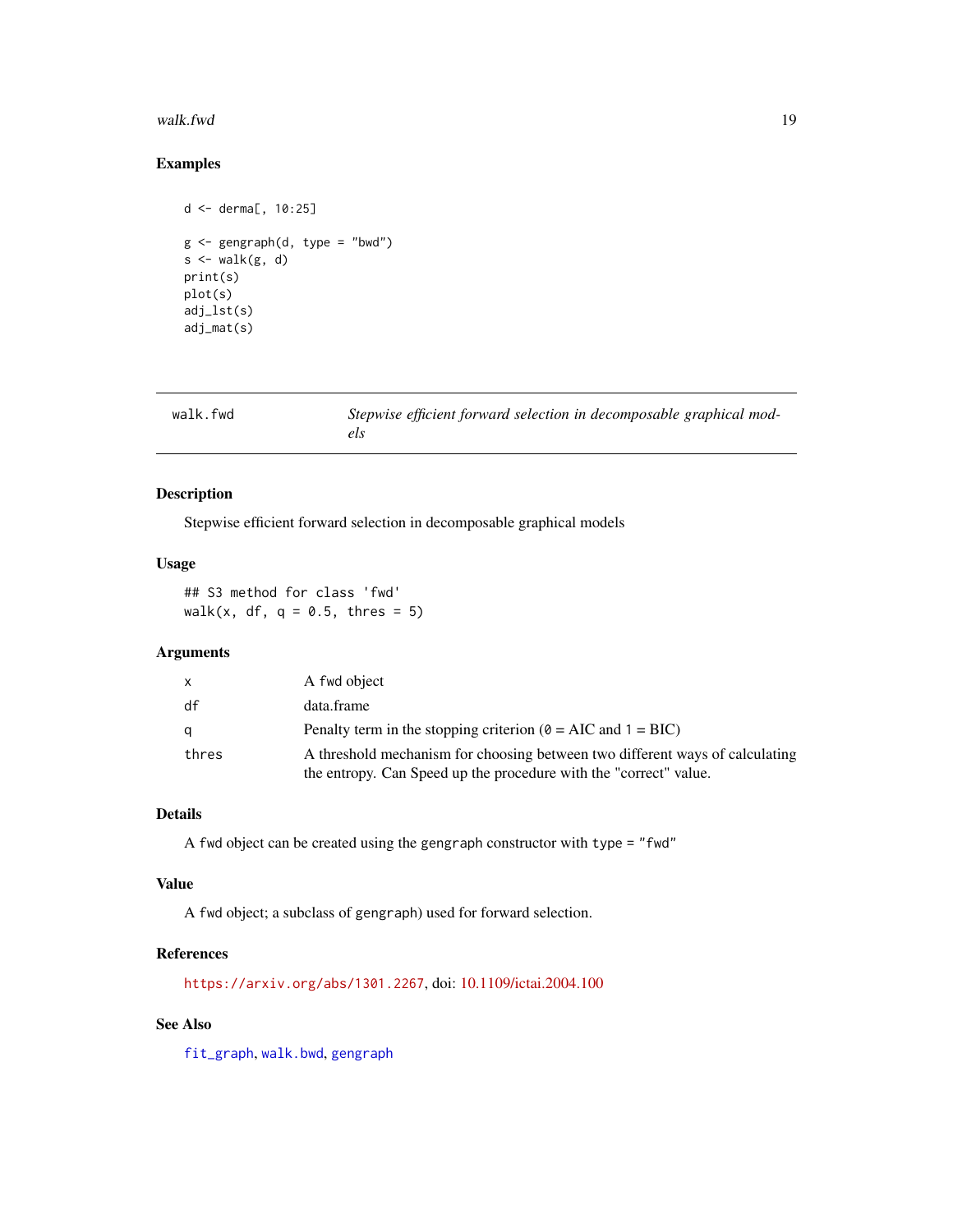## Examples

```
d <- derma[, 10:25]

g <- gengraph(d, type = "bwd")
s <- walk(g, d)
print(s)
plot(s)
adj_lst(s)
adj_mat(s)
```

---

`walk.fwd` *Stepwise efficient forward selection in decomposable graphical models*

---

## Description

Stepwise efficient forward selection in decomposable graphical models

## Usage

```
## S3 method for class 'fwd'
walk(x, df, q = 0.5, thres = 5)
```

## Arguments

| | |
|---|---|
| `x` | A fwd object |
| `df` | data.frame |
| `q` | Penalty term in the stopping criterion (`0` = AIC and `1` = BIC) |
| `thres` | A threshold mechanism for choosing between two different ways of calculating the entropy. Can Speed up the procedure with the "correct" value. |

## Details

A `fwd` object can be created using the `gengraph` constructor with `type = "fwd"`

## Value

A `fwd` object; a subclass of `gengraph`) used for forward selection.

## References

`https://arxiv.org/abs/1301.2267`, doi: 10.1109/ictai.2004.100

## See Also

`fit_graph`, `walk.bwd`, `gengraph`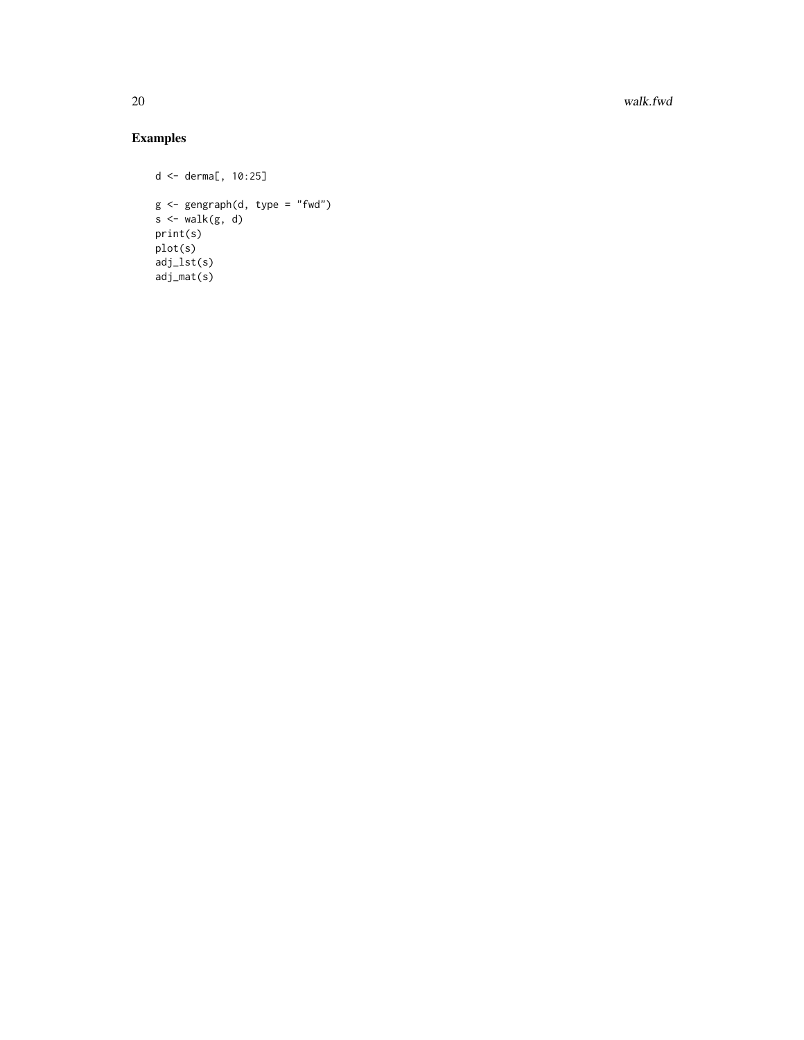## Examples

```
d <- derma[, 10:25]

g <- gengraph(d, type = "fwd")
s <- walk(g, d)
print(s)
plot(s)
adj_lst(s)
adj_mat(s)
```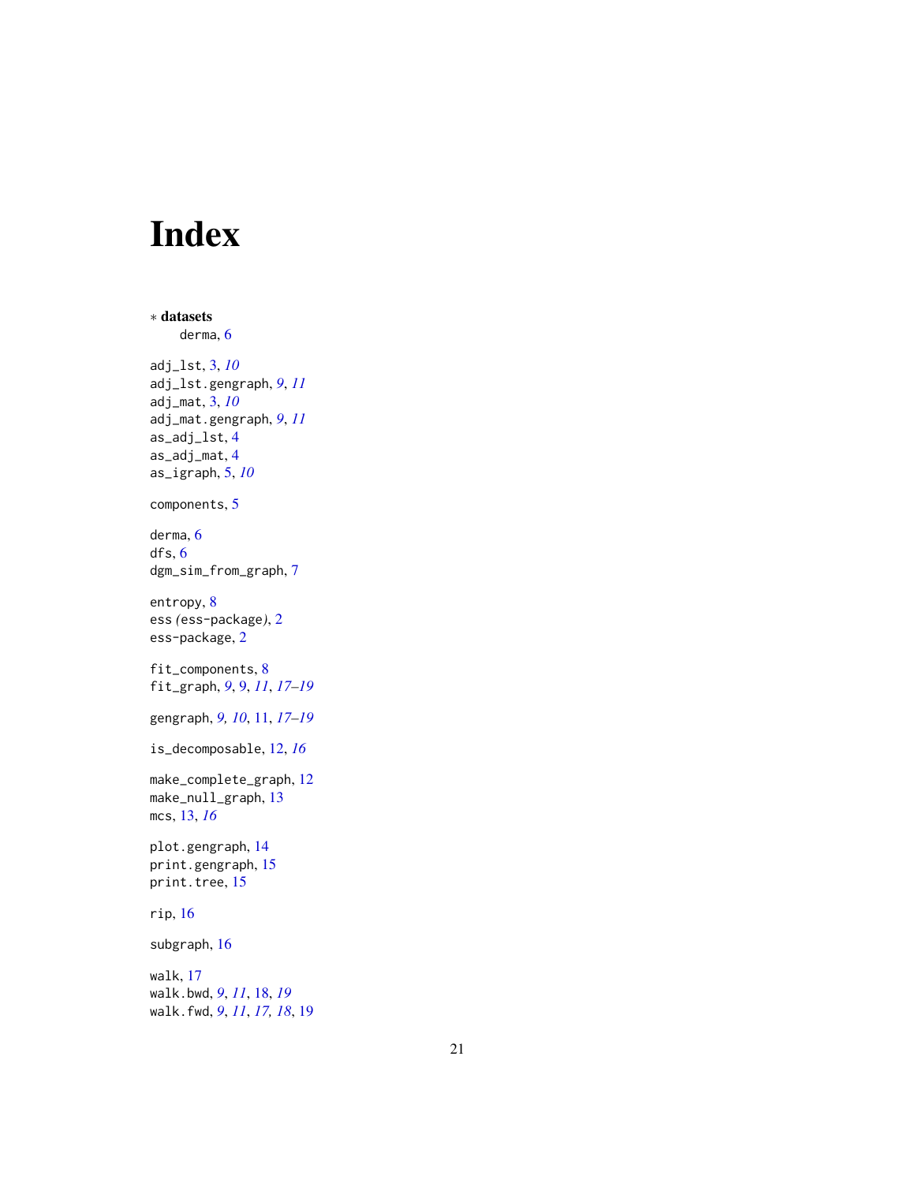# Index

∗ **datasets**
    derma, 6

adj_lst, 3, *10*
adj_lst.gengraph, *9*, *11*
adj_mat, 3, *10*
adj_mat.gengraph, *9*, *11*
as_adj_lst, 4
as_adj_mat, 4
as_igraph, 5, *10*

components, 5

derma, 6
dfs, 6
dgm_sim_from_graph, 7

entropy, 8
ess *(*ess-package*)*, 2
ess-package, 2

fit_components, 8
fit_graph, *9*, 9, *11*, *17–19*

gengraph, *9, 10*, 11, *17–19*

is_decomposable, 12, *16*

make_complete_graph, 12
make_null_graph, 13
mcs, 13, *16*

plot.gengraph, 14
print.gengraph, 15
print.tree, 15

rip, 16

subgraph, 16

walk, 17
walk.bwd, *9*, *11*, 18, *19*
walk.fwd, *9*, *11*, *17, 18*, 19